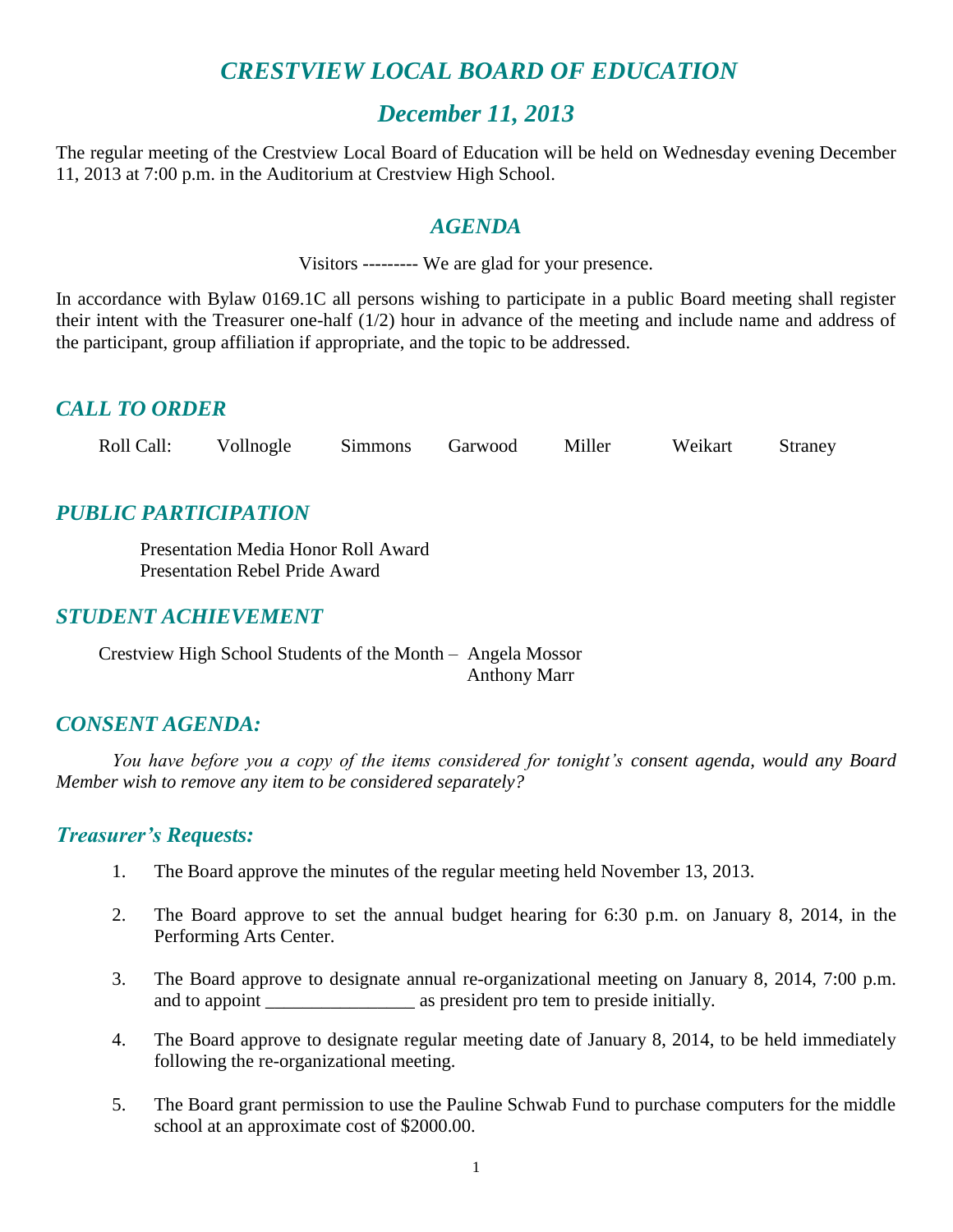# *CRESTVIEW LOCAL BOARD OF EDUCATION*

## *December 11, 2013*

The regular meeting of the Crestview Local Board of Education will be held on Wednesday evening December 11, 2013 at 7:00 p.m. in the Auditorium at Crestview High School.

## *AGENDA*

Visitors --------- We are glad for your presence.

In accordance with Bylaw 0169.1C all persons wishing to participate in a public Board meeting shall register their intent with the Treasurer one-half (1/2) hour in advance of the meeting and include name and address of the participant, group affiliation if appropriate, and the topic to be addressed.

### *CALL TO ORDER*

Roll Call: Vollnogle Simmons Garwood Miller Weikart Straney

### *PUBLIC PARTICIPATION*

Presentation Media Honor Roll Award
Presentation Rebel Pride Award

### *STUDENT ACHIEVEMENT*

Crestview High School Students of the Month – Angela Mossor
Anthony Marr

### *CONSENT AGENDA:*

*You have before you a copy of the items considered for tonight's consent agenda, would any Board Member wish to remove any item to be considered separately?*

### *Treasurer's Requests:*

1. The Board approve the minutes of the regular meeting held November 13, 2013.

2. The Board approve to set the annual budget hearing for 6:30 p.m. on January 8, 2014, in the Performing Arts Center.

3. The Board approve to designate annual re-organizational meeting on January 8, 2014, 7:00 p.m. and to appoint ________________ as president pro tem to preside initially.

4. The Board approve to designate regular meeting date of January 8, 2014, to be held immediately following the re-organizational meeting.

5. The Board grant permission to use the Pauline Schwab Fund to purchase computers for the middle school at an approximate cost of $2000.00.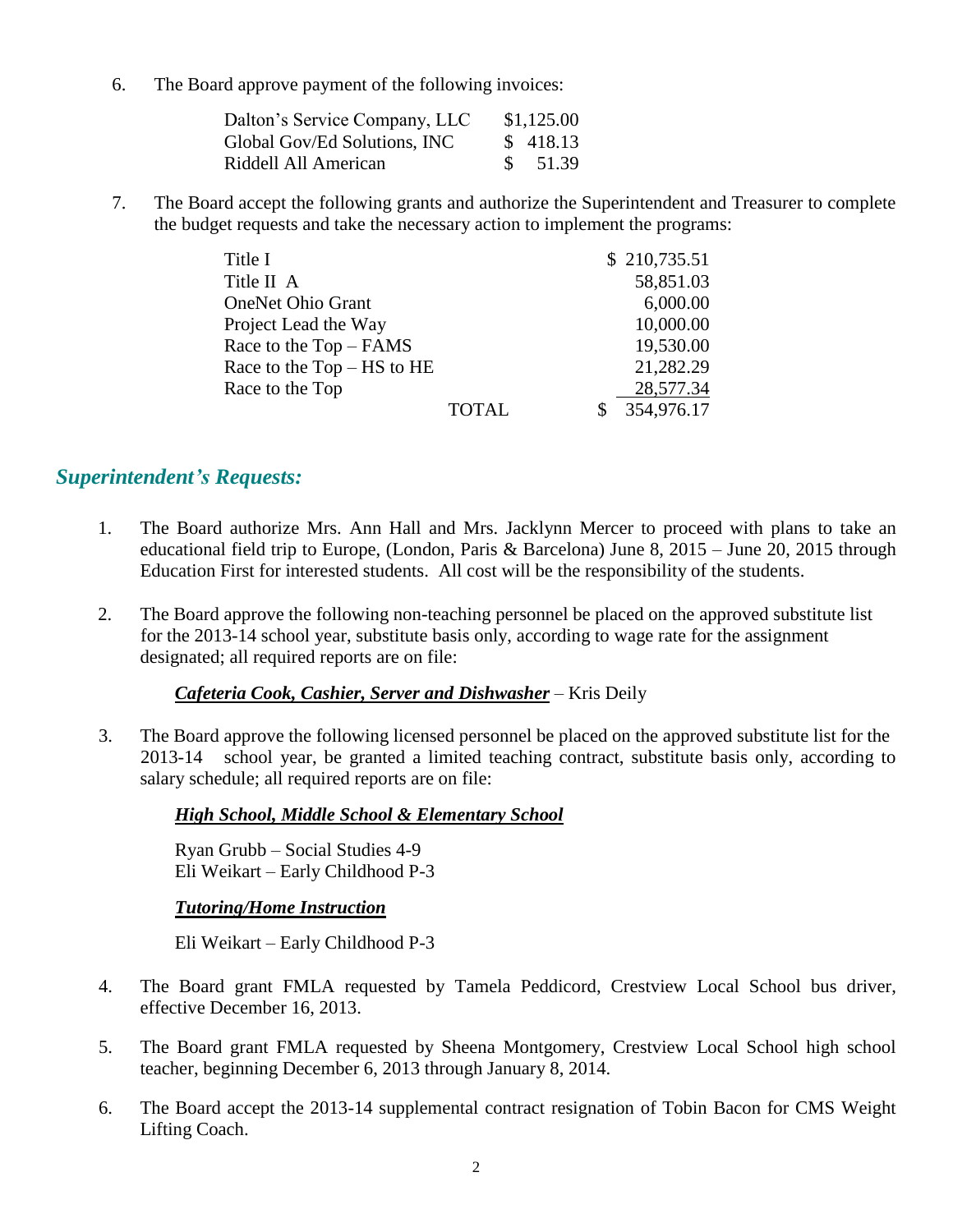6. The Board approve payment of the following invoices:

| | |
|---|---|
| Dalton's Service Company, LLC | $1,125.00 |
| Global Gov/Ed Solutions, INC | $ 418.13 |
| Riddell All American | $ 51.39 |

7. The Board accept the following grants and authorize the Superintendent and Treasurer to complete the budget requests and take the necessary action to implement the programs:

| | | |
|---|---|---|
| Title I | | $ 210,735.51 |
| Title II A | | 58,851.03 |
| OneNet Ohio Grant | | 6,000.00 |
| Project Lead the Way | | 10,000.00 |
| Race to the Top – FAMS | | 19,530.00 |
| Race to the Top – HS to HE | | 21,282.29 |
| Race to the Top | | 28,577.34 |
| | TOTAL | $ 354,976.17 |

## *Superintendent's Requests:*

1. The Board authorize Mrs. Ann Hall and Mrs. Jacklynn Mercer to proceed with plans to take an educational field trip to Europe, (London, Paris & Barcelona) June 8, 2015 – June 20, 2015 through Education First for interested students. All cost will be the responsibility of the students.

2. The Board approve the following non-teaching personnel be placed on the approved substitute list for the 2013-14 school year, substitute basis only, according to wage rate for the assignment designated; all required reports are on file:

   ***Cafeteria Cook, Cashier, Server and Dishwasher*** – Kris Deily

3. The Board approve the following licensed personnel be placed on the approved substitute list for the 2013-14 school year, be granted a limited teaching contract, substitute basis only, according to salary schedule; all required reports are on file:

   ***High School, Middle School & Elementary School***

   Ryan Grubb – Social Studies 4-9
   Eli Weikart – Early Childhood P-3

   ***Tutoring/Home Instruction***

   Eli Weikart – Early Childhood P-3

4. The Board grant FMLA requested by Tamela Peddicord, Crestview Local School bus driver, effective December 16, 2013.

5. The Board grant FMLA requested by Sheena Montgomery, Crestview Local School high school teacher, beginning December 6, 2013 through January 8, 2014.

6. The Board accept the 2013-14 supplemental contract resignation of Tobin Bacon for CMS Weight Lifting Coach.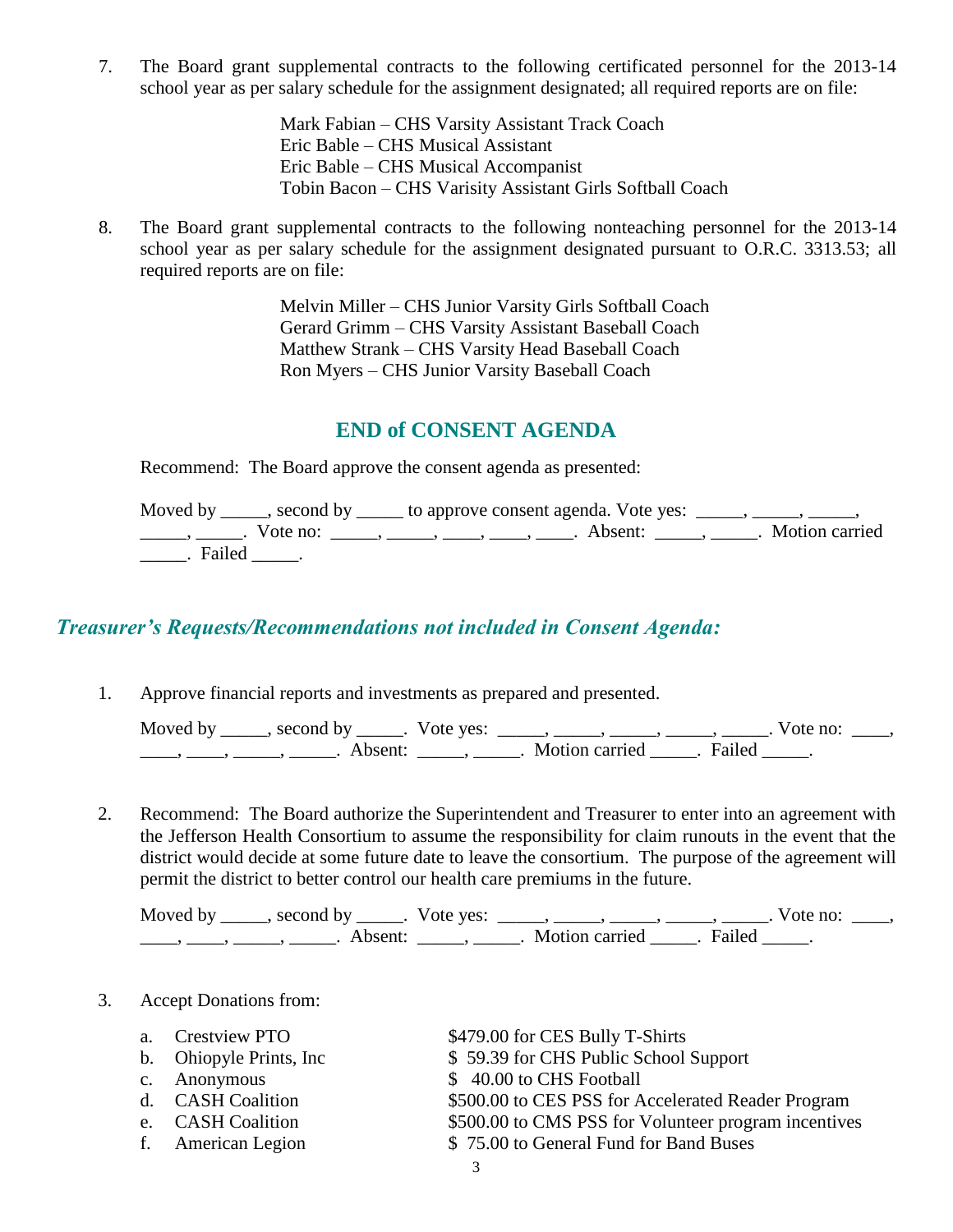7. The Board grant supplemental contracts to the following certificated personnel for the 2013-14 school year as per salary schedule for the assignment designated; all required reports are on file:

   Mark Fabian – CHS Varsity Assistant Track Coach
   Eric Bable – CHS Musical Assistant
   Eric Bable – CHS Musical Accompanist
   Tobin Bacon – CHS Varisity Assistant Girls Softball Coach

8. The Board grant supplemental contracts to the following nonteaching personnel for the 2013-14 school year as per salary schedule for the assignment designated pursuant to O.R.C. 3313.53; all required reports are on file:

   Melvin Miller – CHS Junior Varsity Girls Softball Coach
   Gerard Grimm – CHS Varsity Assistant Baseball Coach
   Matthew Strank – CHS Varsity Head Baseball Coach
   Ron Myers – CHS Junior Varsity Baseball Coach

## END of CONSENT AGENDA

Recommend: The Board approve the consent agenda as presented:

Moved by _____, second by _____ to approve consent agenda. Vote yes: _____, _____, _____, _____, _____. Vote no: _____, _____, ____, ____, ____. Absent: _____, _____. Motion carried _____. Failed _____.

## *Treasurer's Requests/Recommendations not included in Consent Agenda:*

1. Approve financial reports and investments as prepared and presented.

   Moved by _____, second by _____. Vote yes: _____, _____, _____, _____, _____. Vote no: ____, ____, ____, _____, _____. Absent: _____, _____. Motion carried _____. Failed _____.

2. Recommend: The Board authorize the Superintendent and Treasurer to enter into an agreement with the Jefferson Health Consortium to assume the responsibility for claim runouts in the event that the district would decide at some future date to leave the consortium. The purpose of the agreement will permit the district to better control our health care premiums in the future.

   Moved by _____, second by _____. Vote yes: _____, _____, _____, _____, _____. Vote no: ____, ____, ____, _____, _____. Absent: _____, _____. Motion carried _____. Failed _____.

3. Accept Donations from:

   a. Crestview PTO — $479.00 for CES Bully T-Shirts
   b. Ohiopyle Prints, Inc — $ 59.39 for CHS Public School Support
   c. Anonymous — $ 40.00 to CHS Football
   d. CASH Coalition — $500.00 to CES PSS for Accelerated Reader Program
   e. CASH Coalition — $500.00 to CMS PSS for Volunteer program incentives
   f. American Legion — $ 75.00 to General Fund for Band Buses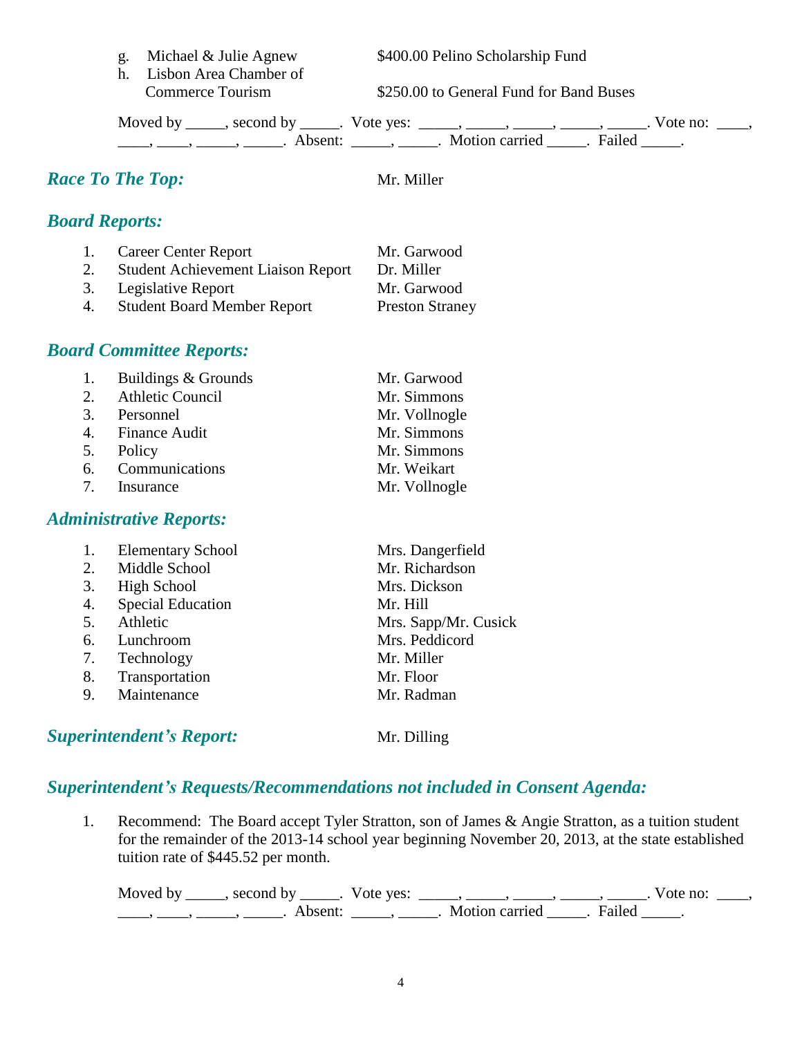g. Michael & Julie Agnew — $400.00 Pelino Scholarship Fund
h. Lisbon Area Chamber of Commerce Tourism — $250.00 to General Fund for Band Buses

Moved by _____, second by _____. Vote yes: _____, _____, _____, _____, _____. Vote no: ____, ____, ____, _____, _____. Absent: _____, _____. Motion carried _____. Failed _____.

## *Race To The Top:* Mr. Miller

## *Board Reports:*

| | | |
|---|---|---|
| 1. | Career Center Report | Mr. Garwood |
| 2. | Student Achievement Liaison Report | Dr. Miller |
| 3. | Legislative Report | Mr. Garwood |
| 4. | Student Board Member Report | Preston Straney |

## *Board Committee Reports:*

| | | |
|---|---|---|
| 1. | Buildings & Grounds | Mr. Garwood |
| 2. | Athletic Council | Mr. Simmons |
| 3. | Personnel | Mr. Vollnogle |
| 4. | Finance Audit | Mr. Simmons |
| 5. | Policy | Mr. Simmons |
| 6. | Communications | Mr. Weikart |
| 7. | Insurance | Mr. Vollnogle |

## *Administrative Reports:*

| | | |
|---|---|---|
| 1. | Elementary School | Mrs. Dangerfield |
| 2. | Middle School | Mr. Richardson |
| 3. | High School | Mrs. Dickson |
| 4. | Special Education | Mr. Hill |
| 5. | Athletic | Mrs. Sapp/Mr. Cusick |
| 6. | Lunchroom | Mrs. Peddicord |
| 7. | Technology | Mr. Miller |
| 8. | Transportation | Mr. Floor |
| 9. | Maintenance | Mr. Radman |

## *Superintendent's Report:* Mr. Dilling

## *Superintendent's Requests/Recommendations not included in Consent Agenda:*

1. Recommend: The Board accept Tyler Stratton, son of James & Angie Stratton, as a tuition student for the remainder of the 2013-14 school year beginning November 20, 2013, at the state established tuition rate of $445.52 per month.

   Moved by _____, second by _____. Vote yes: _____, _____, _____, _____, _____. Vote no: ____, ____, ____, _____, _____. Absent: _____, _____. Motion carried _____. Failed _____.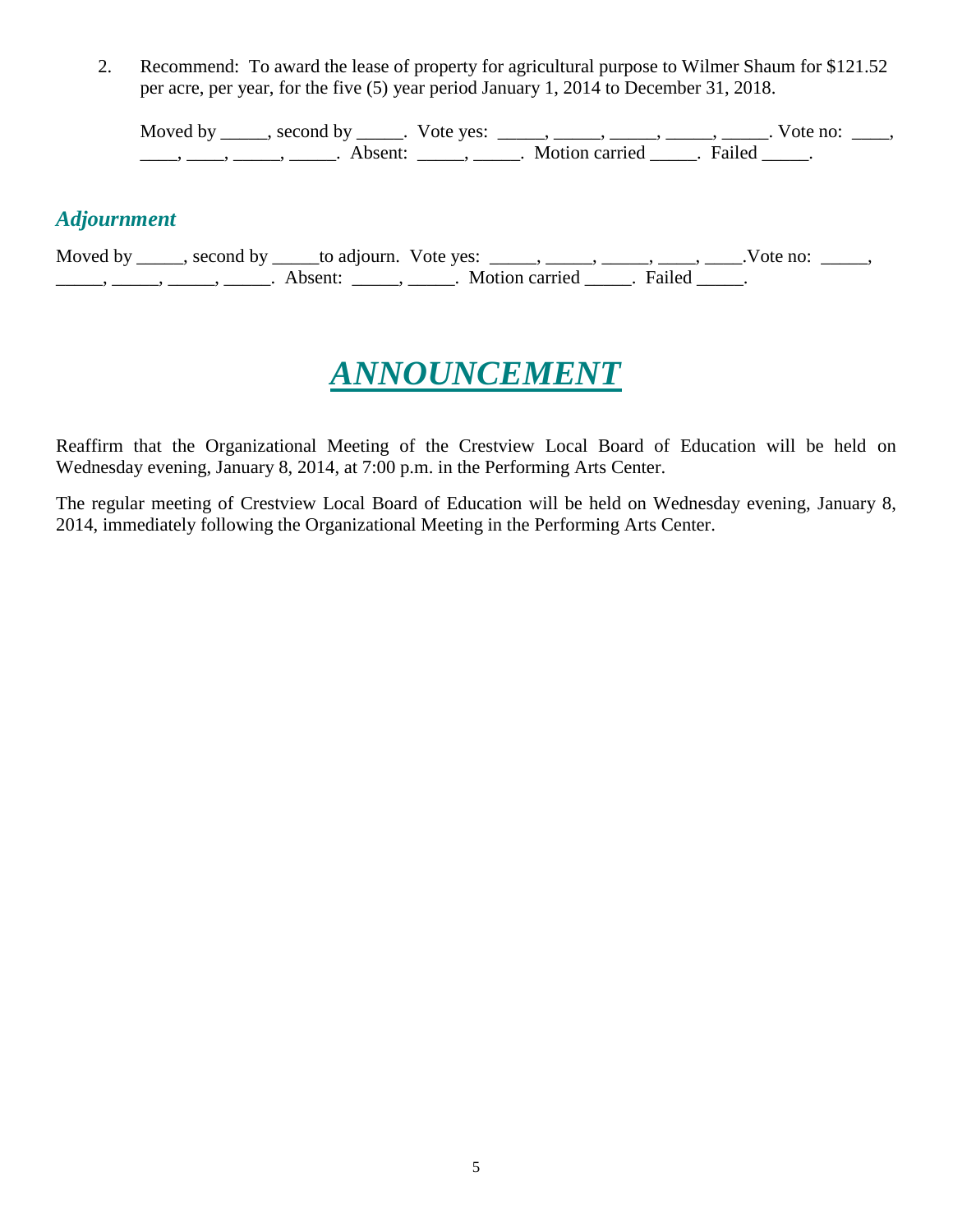2. Recommend: To award the lease of property for agricultural purpose to Wilmer Shaum for $121.52 per acre, per year, for the five (5) year period January 1, 2014 to December 31, 2018.

   Moved by _____, second by _____. Vote yes: _____, _____, _____, _____, _____. Vote no: ____, ____, ____, _____, _____. Absent: _____, _____. Motion carried _____. Failed _____.

### *Adjournment*

Moved by _____, second by _____to adjourn. Vote yes: _____, _____, _____, ____, ____.Vote no: _____, _____, _____, _____, _____. Absent: _____, _____. Motion carried _____. Failed _____.

# ***ANNOUNCEMENT***

Reaffirm that the Organizational Meeting of the Crestview Local Board of Education will be held on Wednesday evening, January 8, 2014, at 7:00 p.m. in the Performing Arts Center.

The regular meeting of Crestview Local Board of Education will be held on Wednesday evening, January 8, 2014, immediately following the Organizational Meeting in the Performing Arts Center.